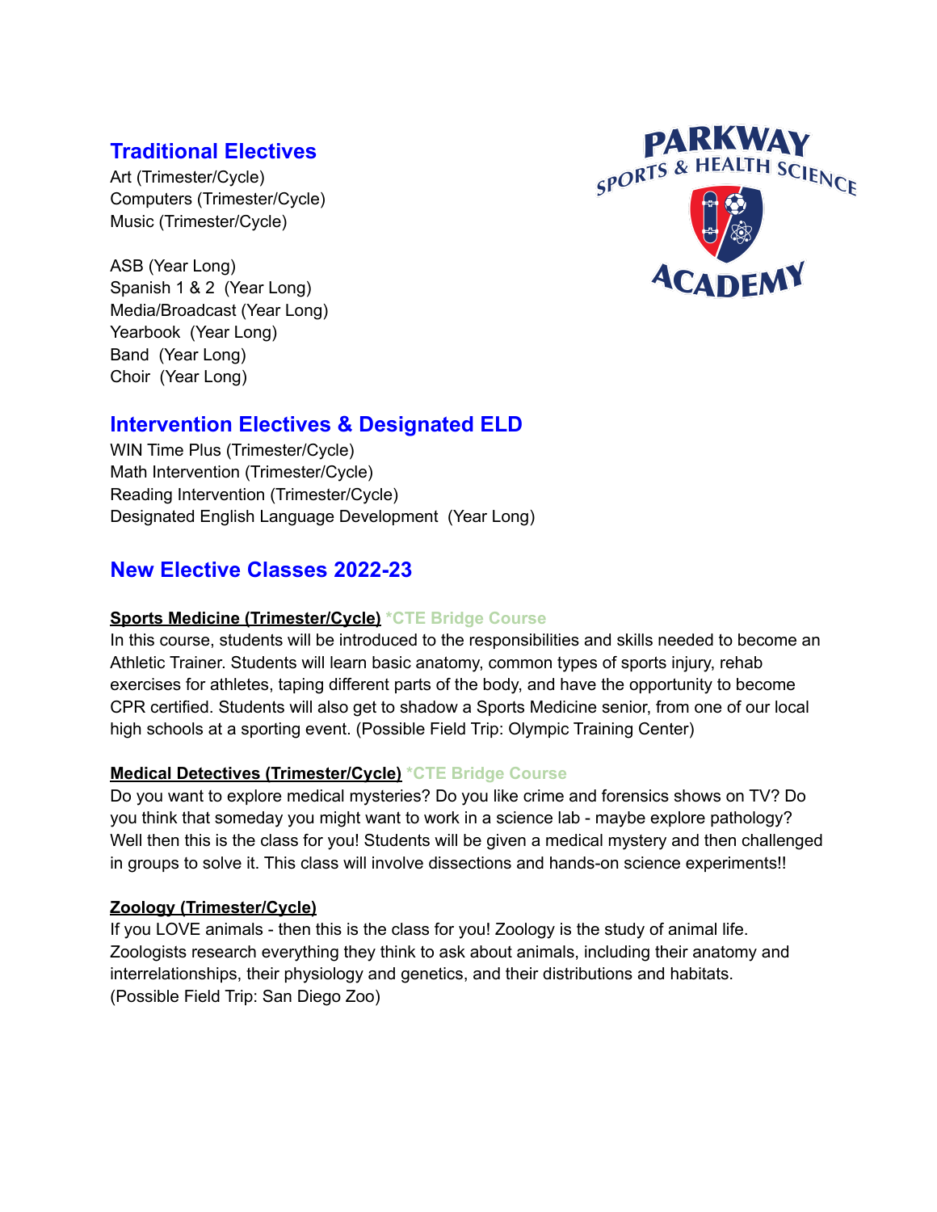## Traditional Electives

Art (Trimester/Cycle)
Computers (Trimester/Cycle)
Music (Trimester/Cycle)

ASB (Year Long)
Spanish 1 & 2 (Year Long)
Media/Broadcast (Year Long)
Yearbook (Year Long)
Band (Year Long)
Choir (Year Long)

## Intervention Electives & Designated ELD

WIN Time Plus (Trimester/Cycle)
Math Intervention (Trimester/Cycle)
Reading Intervention (Trimester/Cycle)
Designated English Language Development (Year Long)

## New Elective Classes 2022-23

**Sports Medicine (Trimester/Cycle)** *CTE Bridge Course

In this course, students will be introduced to the responsibilities and skills needed to become an Athletic Trainer. Students will learn basic anatomy, common types of sports injury, rehab exercises for athletes, taping different parts of the body, and have the opportunity to become CPR certified. Students will also get to shadow a Sports Medicine senior, from one of our local high schools at a sporting event. (Possible Field Trip: Olympic Training Center)

**Medical Detectives (Trimester/Cycle)** *CTE Bridge Course

Do you want to explore medical mysteries? Do you like crime and forensics shows on TV? Do you think that someday you might want to work in a science lab - maybe explore pathology? Well then this is the class for you! Students will be given a medical mystery and then challenged in groups to solve it. This class will involve dissections and hands-on science experiments!!

**Zoology (Trimester/Cycle)**

If you LOVE animals - then this is the class for you! Zoology is the study of animal life. Zoologists research everything they think to ask about animals, including their anatomy and interrelationships, their physiology and genetics, and their distributions and habitats. (Possible Field Trip: San Diego Zoo)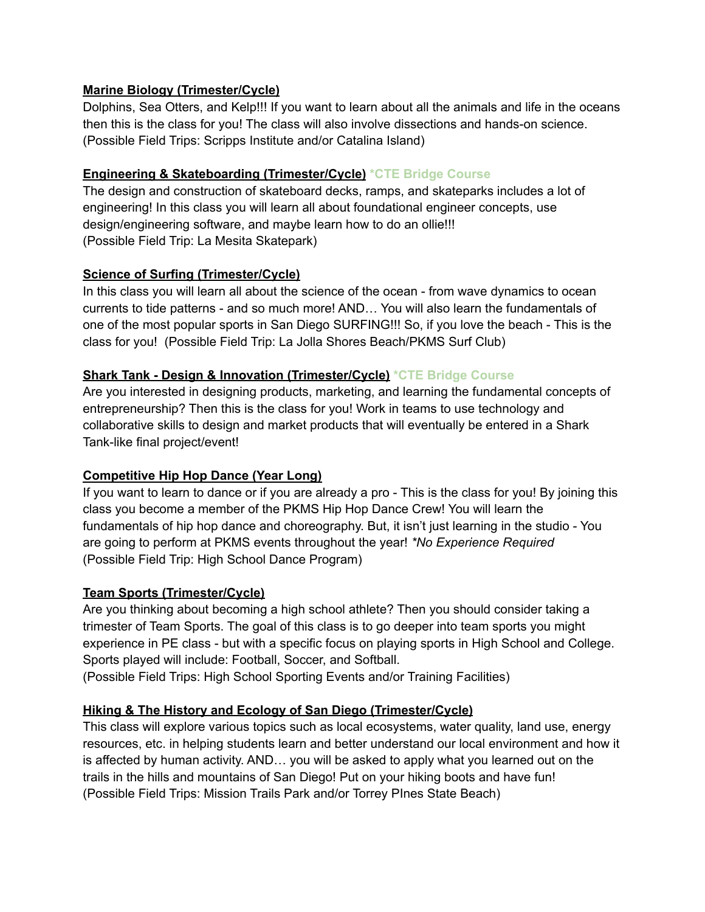**Marine Biology (Trimester/Cycle)**

Dolphins, Sea Otters, and Kelp!!! If you want to learn about all the animals and life in the oceans then this is the class for you! The class will also involve dissections and hands-on science. (Possible Field Trips: Scripps Institute and/or Catalina Island)

**Engineering & Skateboarding (Trimester/Cycle)** *CTE Bridge Course

The design and construction of skateboard decks, ramps, and skateparks includes a lot of engineering! In this class you will learn all about foundational engineer concepts, use design/engineering software, and maybe learn how to do an ollie!!!
(Possible Field Trip: La Mesita Skatepark)

**Science of Surfing (Trimester/Cycle)**

In this class you will learn all about the science of the ocean - from wave dynamics to ocean currents to tide patterns - and so much more! AND… You will also learn the fundamentals of one of the most popular sports in San Diego SURFING!!! So, if you love the beach - This is the class for you! (Possible Field Trip: La Jolla Shores Beach/PKMS Surf Club)

**Shark Tank - Design & Innovation (Trimester/Cycle)** *CTE Bridge Course

Are you interested in designing products, marketing, and learning the fundamental concepts of entrepreneurship? Then this is the class for you! Work in teams to use technology and collaborative skills to design and market products that will eventually be entered in a Shark Tank-like final project/event!

**Competitive Hip Hop Dance (Year Long)**

If you want to learn to dance or if you are already a pro - This is the class for you! By joining this class you become a member of the PKMS Hip Hop Dance Crew! You will learn the fundamentals of hip hop dance and choreography. But, it isn't just learning in the studio - You are going to perform at PKMS events throughout the year! *\*No Experience Required*
(Possible Field Trip: High School Dance Program)

**Team Sports (Trimester/Cycle)**

Are you thinking about becoming a high school athlete? Then you should consider taking a trimester of Team Sports. The goal of this class is to go deeper into team sports you might experience in PE class - but with a specific focus on playing sports in High School and College. Sports played will include: Football, Soccer, and Softball.
(Possible Field Trips: High School Sporting Events and/or Training Facilities)

**Hiking & The History and Ecology of San Diego (Trimester/Cycle)**

This class will explore various topics such as local ecosystems, water quality, land use, energy resources, etc. in helping students learn and better understand our local environment and how it is affected by human activity. AND… you will be asked to apply what you learned out on the trails in the hills and mountains of San Diego! Put on your hiking boots and have fun!
(Possible Field Trips: Mission Trails Park and/or Torrey PInes State Beach)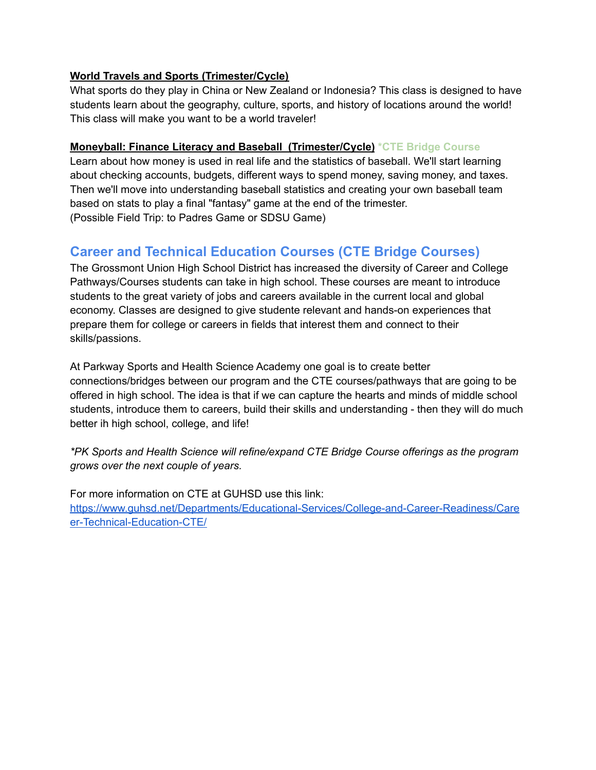**World Travels and Sports (Trimester/Cycle)**

What sports do they play in China or New Zealand or Indonesia? This class is designed to have students learn about the geography, culture, sports, and history of locations around the world! This class will make you want to be a world traveler!

**Moneyball: Finance Literacy and Baseball (Trimester/Cycle)** *CTE Bridge Course

Learn about how money is used in real life and the statistics of baseball. We'll start learning about checking accounts, budgets, different ways to spend money, saving money, and taxes. Then we'll move into understanding baseball statistics and creating your own baseball team based on stats to play a final "fantasy" game at the end of the trimester.
(Possible Field Trip: to Padres Game or SDSU Game)

## Career and Technical Education Courses (CTE Bridge Courses)

The Grossmont Union High School District has increased the diversity of Career and College Pathways/Courses students can take in high school. These courses are meant to introduce students to the great variety of jobs and careers available in the current local and global economy. Classes are designed to give studente relevant and hands-on experiences that prepare them for college or careers in fields that interest them and connect to their skills/passions.

At Parkway Sports and Health Science Academy one goal is to create better connections/bridges between our program and the CTE courses/pathways that are going to be offered in high school. The idea is that if we can capture the hearts and minds of middle school students, introduce them to careers, build their skills and understanding - then they will do much better ih high school, college, and life!

*\*PK Sports and Health Science will refine/expand CTE Bridge Course offerings as the program grows over the next couple of years.*

For more information on CTE at GUHSD use this link:
[https://www.guhsd.net/Departments/Educational-Services/College-and-Career-Readiness/Career-Technical-Education-CTE/](https://www.guhsd.net/Departments/Educational-Services/College-and-Career-Readiness/Career-Technical-Education-CTE/)